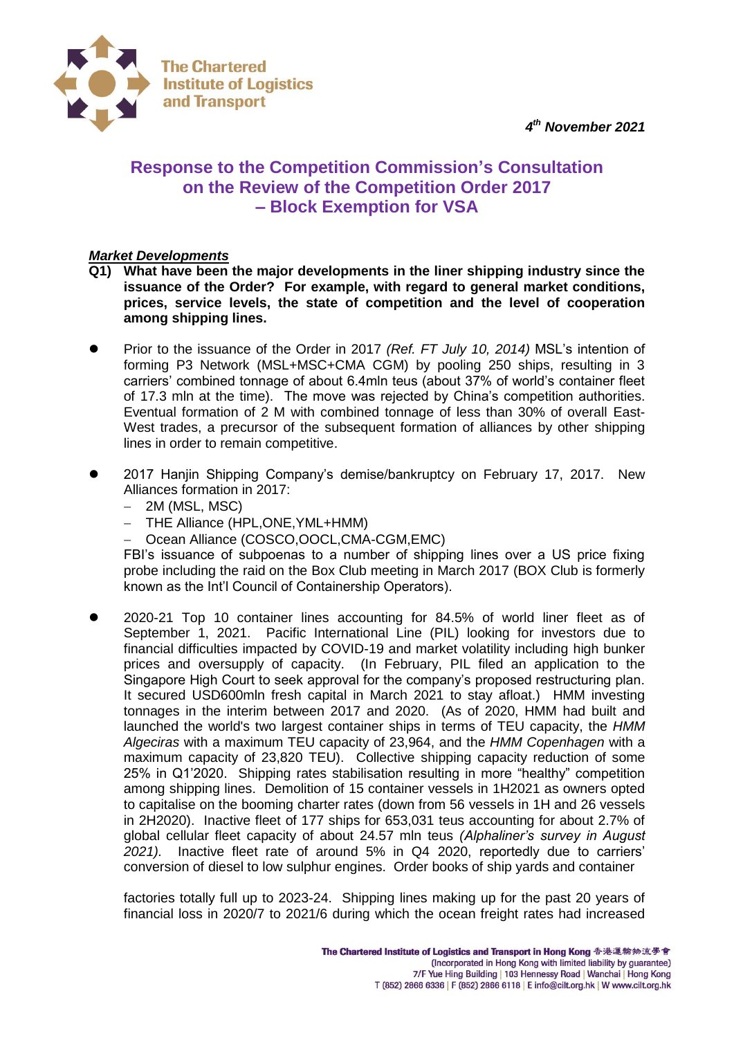The Chartered Institute of Logistics and Transport

***4[th] November 2021***

# Response to the Competition Commission's Consultation on the Review of the Competition Order 2017 – Block Exemption for VSA

***Market Developments***

**Q1) What have been the major developments in the liner shipping industry since the issuance of the Order? For example, with regard to general market conditions, prices, service levels, the state of competition and the level of cooperation among shipping lines.**

- Prior to the issuance of the Order in 2017 *(Ref. FT July 10, 2014)* MSL's intention of forming P3 Network (MSL+MSC+CMA CGM) by pooling 250 ships, resulting in 3 carriers' combined tonnage of about 6.4mln teus (about 37% of world's container fleet of 17.3 mln at the time). The move was rejected by China's competition authorities. Eventual formation of 2 M with combined tonnage of less than 30% of overall East-West trades, a precursor of the subsequent formation of alliances by other shipping lines in order to remain competitive.

- 2017 Hanjin Shipping Company's demise/bankruptcy on February 17, 2017. New Alliances formation in 2017:
  - 2M (MSL, MSC)
  - THE Alliance (HPL,ONE,YML+HMM)
  - Ocean Alliance (COSCO,OOCL,CMA-CGM,EMC)

  FBI's issuance of subpoenas to a number of shipping lines over a US price fixing probe including the raid on the Box Club meeting in March 2017 (BOX Club is formerly known as the Int'l Council of Containership Operators).

- 2020-21 Top 10 container lines accounting for 84.5% of world liner fleet as of September 1, 2021. Pacific International Line (PIL) looking for investors due to financial difficulties impacted by COVID-19 and market volatility including high bunker prices and oversupply of capacity. (In February, PIL filed an application to the Singapore High Court to seek approval for the company's proposed restructuring plan. It secured USD600mln fresh capital in March 2021 to stay afloat.) HMM investing tonnages in the interim between 2017 and 2020. (As of 2020, HMM had built and launched the world's two largest container ships in terms of TEU capacity, the *HMM Algeciras* with a maximum TEU capacity of 23,964, and the *HMM Copenhagen* with a maximum capacity of 23,820 TEU). Collective shipping capacity reduction of some 25% in Q1'2020. Shipping rates stabilisation resulting in more "healthy" competition among shipping lines. Demolition of 15 container vessels in 1H2021 as owners opted to capitalise on the booming charter rates (down from 56 vessels in 1H and 26 vessels in 2H2020). Inactive fleet of 177 ships for 653,031 teus accounting for about 2.7% of global cellular fleet capacity of about 24.57 mln teus *(Alphaliner's survey in August 2021).* Inactive fleet rate of around 5% in Q4 2020, reportedly due to carriers' conversion of diesel to low sulphur engines. Order books of ship yards and container

  factories totally full up to 2023-24. Shipping lines making up for the past 20 years of financial loss in 2020/7 to 2021/6 during which the ocean freight rates had increased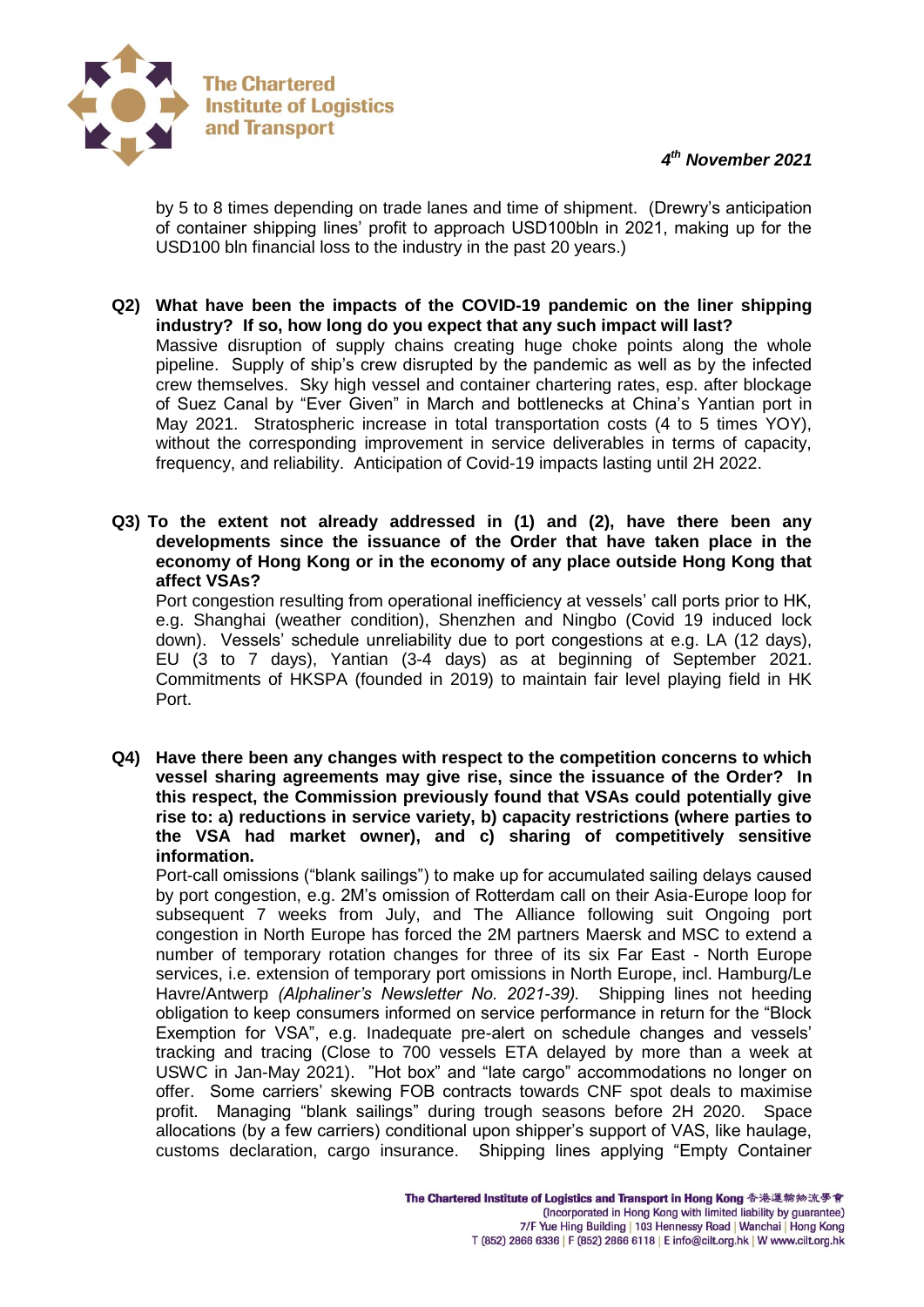by 5 to 8 times depending on trade lanes and time of shipment. (Drewry's anticipation of container shipping lines' profit to approach USD100bln in 2021, making up for the USD100 bln financial loss to the industry in the past 20 years.)

**Q2) What have been the impacts of the COVID-19 pandemic on the liner shipping industry? If so, how long do you expect that any such impact will last?**

Massive disruption of supply chains creating huge choke points along the whole pipeline. Supply of ship's crew disrupted by the pandemic as well as by the infected crew themselves. Sky high vessel and container chartering rates, esp. after blockage of Suez Canal by "Ever Given" in March and bottlenecks at China's Yantian port in May 2021. Stratospheric increase in total transportation costs (4 to 5 times YOY), without the corresponding improvement in service deliverables in terms of capacity, frequency, and reliability. Anticipation of Covid-19 impacts lasting until 2H 2022.

**Q3) To the extent not already addressed in (1) and (2), have there been any developments since the issuance of the Order that have taken place in the economy of Hong Kong or in the economy of any place outside Hong Kong that affect VSAs?**

Port congestion resulting from operational inefficiency at vessels' call ports prior to HK, e.g. Shanghai (weather condition), Shenzhen and Ningbo (Covid 19 induced lock down). Vessels' schedule unreliability due to port congestions at e.g. LA (12 days), EU (3 to 7 days), Yantian (3-4 days) as at beginning of September 2021. Commitments of HKSPA (founded in 2019) to maintain fair level playing field in HK Port.

**Q4) Have there been any changes with respect to the competition concerns to which vessel sharing agreements may give rise, since the issuance of the Order? In this respect, the Commission previously found that VSAs could potentially give rise to: a) reductions in service variety, b) capacity restrictions (where parties to the VSA had market owner), and c) sharing of competitively sensitive information.**

Port-call omissions ("blank sailings") to make up for accumulated sailing delays caused by port congestion, e.g. 2M's omission of Rotterdam call on their Asia-Europe loop for subsequent 7 weeks from July, and The Alliance following suit Ongoing port congestion in North Europe has forced the 2M partners Maersk and MSC to extend a number of temporary rotation changes for three of its six Far East - North Europe services, i.e. extension of temporary port omissions in North Europe, incl. Hamburg/Le Havre/Antwerp *(Alphaliner's Newsletter No. 2021-39).* Shipping lines not heeding obligation to keep consumers informed on service performance in return for the "Block Exemption for VSA", e.g. Inadequate pre-alert on schedule changes and vessels' tracking and tracing (Close to 700 vessels ETA delayed by more than a week at USWC in Jan-May 2021). "Hot box" and "late cargo" accommodations no longer on offer. Some carriers' skewing FOB contracts towards CNF spot deals to maximise profit. Managing "blank sailings" during trough seasons before 2H 2020. Space allocations (by a few carriers) conditional upon shipper's support of VAS, like haulage, customs declaration, cargo insurance. Shipping lines applying "Empty Container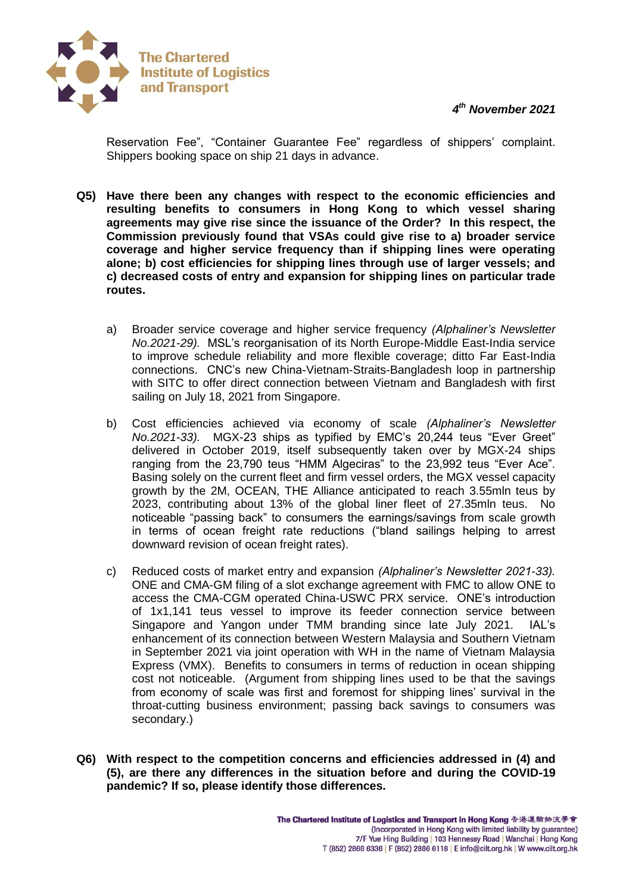Reservation Fee", "Container Guarantee Fee" regardless of shippers' complaint. Shippers booking space on ship 21 days in advance.

**Q5) Have there been any changes with respect to the economic efficiencies and resulting benefits to consumers in Hong Kong to which vessel sharing agreements may give rise since the issuance of the Order? In this respect, the Commission previously found that VSAs could give rise to a) broader service coverage and higher service frequency than if shipping lines were operating alone; b) cost efficiencies for shipping lines through use of larger vessels; and c) decreased costs of entry and expansion for shipping lines on particular trade routes.**

a) Broader service coverage and higher service frequency *(Alphaliner's Newsletter No.2021-29).* MSL's reorganisation of its North Europe-Middle East-India service to improve schedule reliability and more flexible coverage; ditto Far East-India connections. CNC's new China-Vietnam-Straits-Bangladesh loop in partnership with SITC to offer direct connection between Vietnam and Bangladesh with first sailing on July 18, 2021 from Singapore.

b) Cost efficiencies achieved via economy of scale *(Alphaliner's Newsletter No.2021-33).* MGX-23 ships as typified by EMC's 20,244 teus "Ever Greet" delivered in October 2019, itself subsequently taken over by MGX-24 ships ranging from the 23,790 teus "HMM Algeciras" to the 23,992 teus "Ever Ace". Basing solely on the current fleet and firm vessel orders, the MGX vessel capacity growth by the 2M, OCEAN, THE Alliance anticipated to reach 3.55mln teus by 2023, contributing about 13% of the global liner fleet of 27.35mln teus. No noticeable "passing back" to consumers the earnings/savings from scale growth in terms of ocean freight rate reductions ("bland sailings helping to arrest downward revision of ocean freight rates).

c) Reduced costs of market entry and expansion *(Alphaliner's Newsletter 2021-33).* ONE and CMA-GM filing of a slot exchange agreement with FMC to allow ONE to access the CMA-CGM operated China-USWC PRX service. ONE's introduction of 1x1,141 teus vessel to improve its feeder connection service between Singapore and Yangon under TMM branding since late July 2021. IAL's enhancement of its connection between Western Malaysia and Southern Vietnam in September 2021 via joint operation with WH in the name of Vietnam Malaysia Express (VMX). Benefits to consumers in terms of reduction in ocean shipping cost not noticeable. (Argument from shipping lines used to be that the savings from economy of scale was first and foremost for shipping lines' survival in the throat-cutting business environment; passing back savings to consumers was secondary.)

**Q6) With respect to the competition concerns and efficiencies addressed in (4) and (5), are there any differences in the situation before and during the COVID-19 pandemic? If so, please identify those differences.**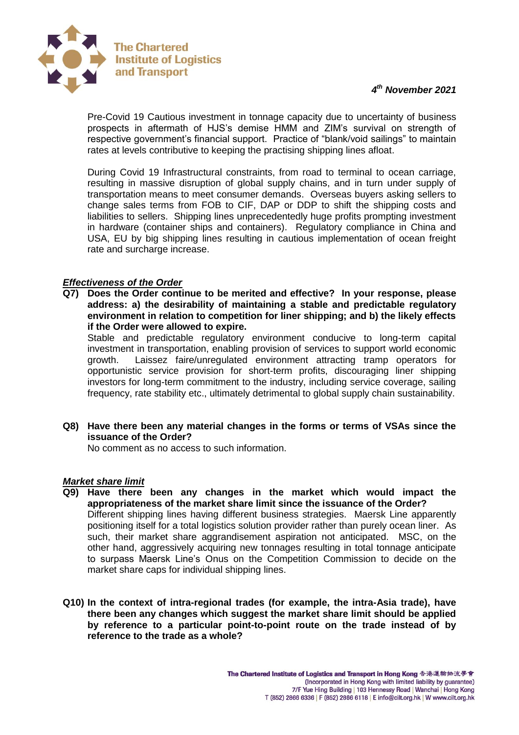*4[th] November 2021*

Pre-Covid 19 Cautious investment in tonnage capacity due to uncertainty of business prospects in aftermath of HJS's demise HMM and ZIM's survival on strength of respective government's financial support. Practice of "blank/void sailings" to maintain rates at levels contributive to keeping the practising shipping lines afloat.

During Covid 19 Infrastructural constraints, from road to terminal to ocean carriage, resulting in massive disruption of global supply chains, and in turn under supply of transportation means to meet consumer demands. Overseas buyers asking sellers to change sales terms from FOB to CIF, DAP or DDP to shift the shipping costs and liabilities to sellers. Shipping lines unprecedentedly huge profits prompting investment in hardware (container ships and containers). Regulatory compliance in China and USA, EU by big shipping lines resulting in cautious implementation of ocean freight rate and surcharge increase.

***Effectiveness of the Order***

**Q7) Does the Order continue to be merited and effective? In your response, please address: a) the desirability of maintaining a stable and predictable regulatory environment in relation to competition for liner shipping; and b) the likely effects if the Order were allowed to expire.**

Stable and predictable regulatory environment conducive to long-term capital investment in transportation, enabling provision of services to support world economic growth. Laissez faire/unregulated environment attracting tramp operators for opportunistic service provision for short-term profits, discouraging liner shipping investors for long-term commitment to the industry, including service coverage, sailing frequency, rate stability etc., ultimately detrimental to global supply chain sustainability.

**Q8) Have there been any material changes in the forms or terms of VSAs since the issuance of the Order?**

No comment as no access to such information.

***Market share limit***

**Q9) Have there been any changes in the market which would impact the appropriateness of the market share limit since the issuance of the Order?**

Different shipping lines having different business strategies. Maersk Line apparently positioning itself for a total logistics solution provider rather than purely ocean liner. As such, their market share aggrandisement aspiration not anticipated. MSC, on the other hand, aggressively acquiring new tonnages resulting in total tonnage anticipate to surpass Maersk Line's Onus on the Competition Commission to decide on the market share caps for individual shipping lines.

**Q10) In the context of intra-regional trades (for example, the intra-Asia trade), have there been any changes which suggest the market share limit should be applied by reference to a particular point-to-point route on the trade instead of by reference to the trade as a whole?**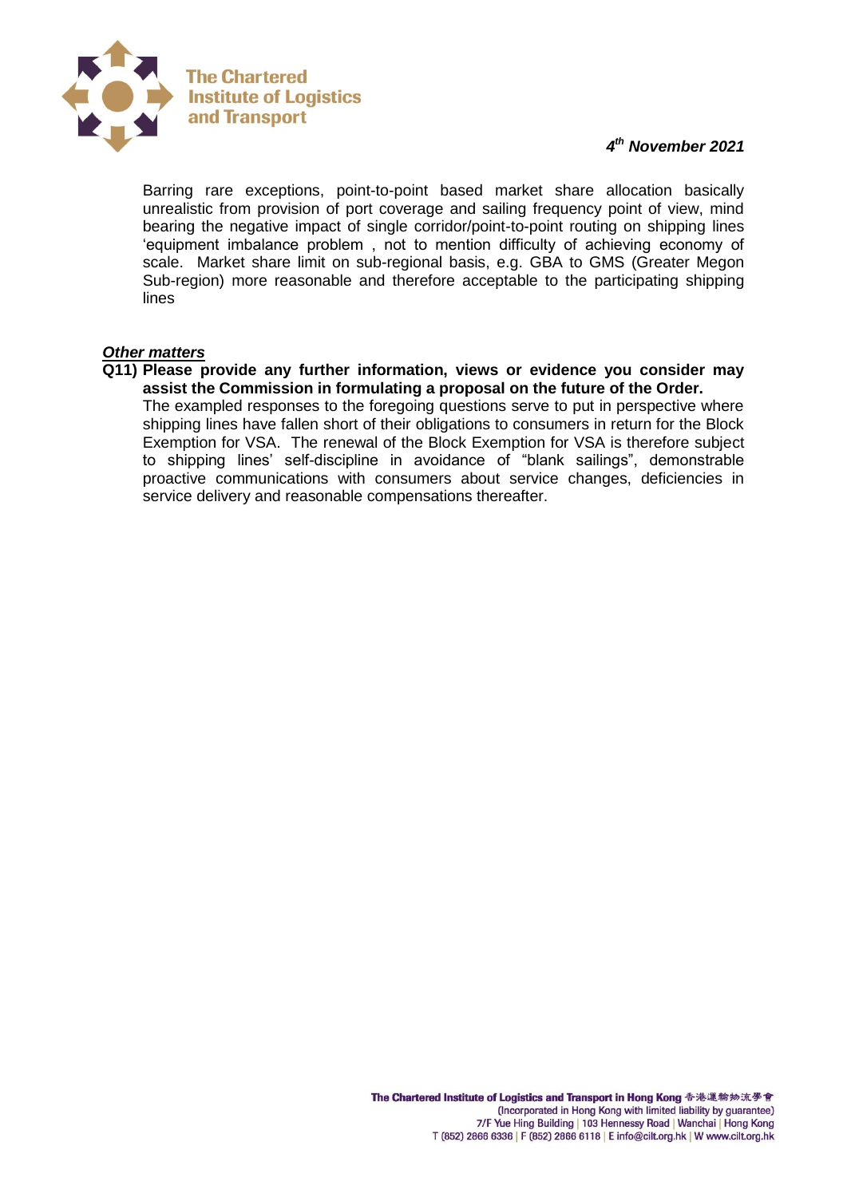*4[th] November 2021*

Barring rare exceptions, point-to-point based market share allocation basically unrealistic from provision of port coverage and sailing frequency point of view, mind bearing the negative impact of single corridor/point-to-point routing on shipping lines 'equipment imbalance problem , not to mention difficulty of achieving economy of scale. Market share limit on sub-regional basis, e.g. GBA to GMS (Greater Megon Sub-region) more reasonable and therefore acceptable to the participating shipping lines

***Other matters***

**Q11) Please provide any further information, views or evidence you consider may assist the Commission in formulating a proposal on the future of the Order.**

The exampled responses to the foregoing questions serve to put in perspective where shipping lines have fallen short of their obligations to consumers in return for the Block Exemption for VSA. The renewal of the Block Exemption for VSA is therefore subject to shipping lines' self-discipline in avoidance of "blank sailings", demonstrable proactive communications with consumers about service changes, deficiencies in service delivery and reasonable compensations thereafter.